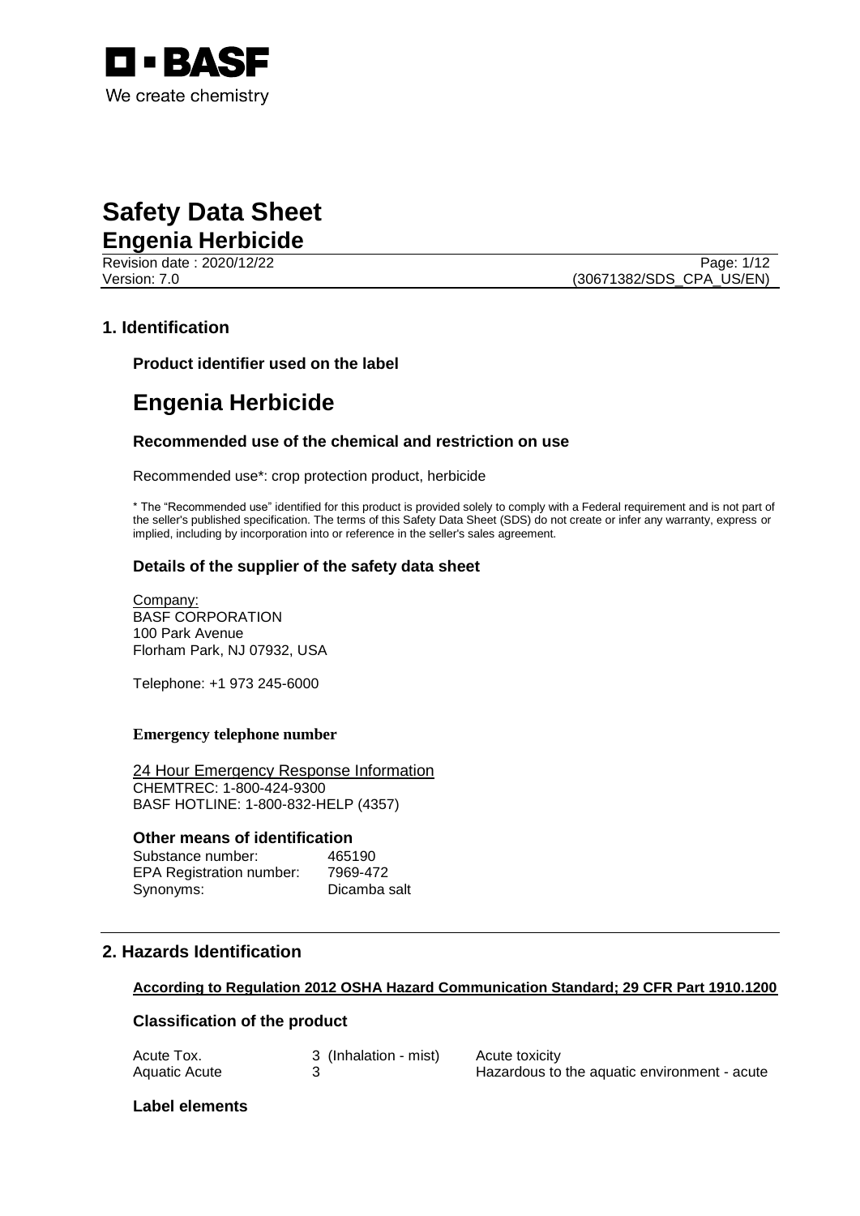BASF

We create chemistry

# Safety Data Sheet
## Engenia Herbicide

Revision date : 2020/12/22

Version: 7.0

(30671382/SDS_CPA_US/EN)

## 1. Identification

### Product identifier used on the label

# Engenia Herbicide

### Recommended use of the chemical and restriction on use

Recommended use*: crop protection product, herbicide

* The "Recommended use" identified for this product is provided solely to comply with a Federal requirement and is not part of the seller's published specification. The terms of this Safety Data Sheet (SDS) do not create or infer any warranty, express or implied, including by incorporation into or reference in the seller's sales agreement.

### Details of the supplier of the safety data sheet

Company:
BASF CORPORATION
100 Park Avenue
Florham Park, NJ 07932, USA

Telephone: +1 973 245-6000

**Emergency telephone number**

24 Hour Emergency Response Information
CHEMTREC: 1-800-424-9300
BASF HOTLINE: 1-800-832-HELP (4357)

### Other means of identification

| | |
|---|---|
| Substance number: | 465190 |
| EPA Registration number: | 7969-472 |
| Synonyms: | Dicamba salt |

## 2. Hazards Identification

**According to Regulation 2012 OSHA Hazard Communication Standard; 29 CFR Part 1910.1200**

### Classification of the product

| | | |
|---|---|---|
| Acute Tox. | 3 (Inhalation - mist) | Acute toxicity |
| Aquatic Acute | 3 | Hazardous to the aquatic environment - acute |

### Label elements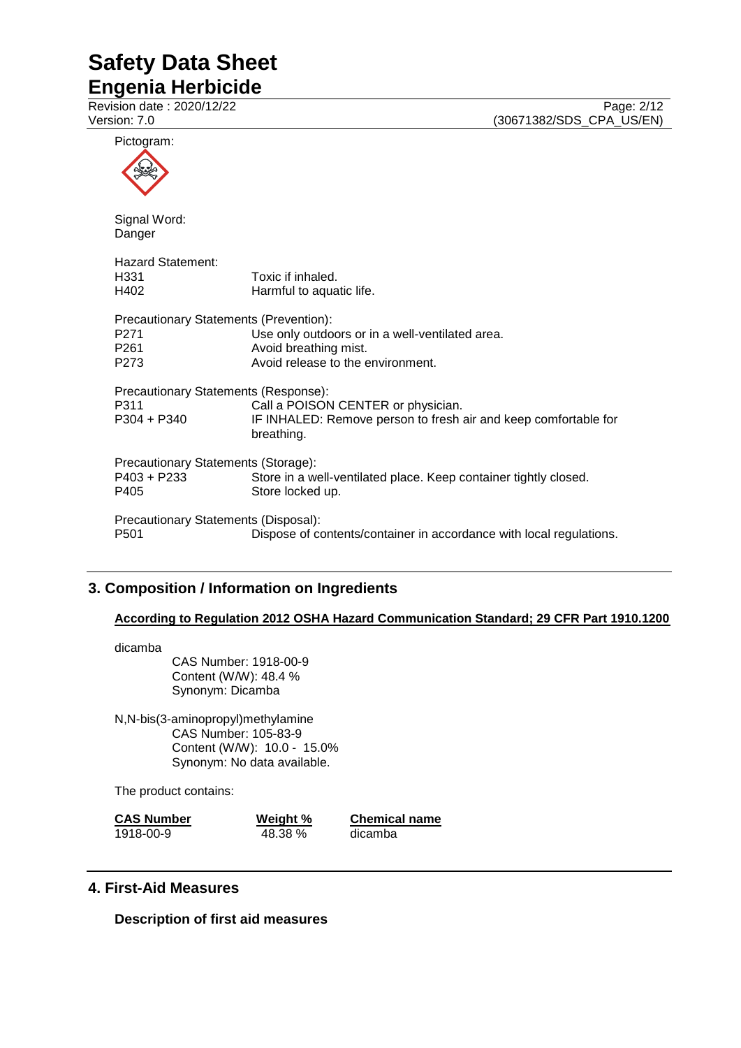Pictogram:

Signal Word:
Danger

Hazard Statement:

| | |
|---|---|
| H331 | Toxic if inhaled. |
| H402 | Harmful to aquatic life. |

Precautionary Statements (Prevention):

| | |
|---|---|
| P271 | Use only outdoors or in a well-ventilated area. |
| P261 | Avoid breathing mist. |
| P273 | Avoid release to the environment. |

Precautionary Statements (Response):

| | |
|---|---|
| P311 | Call a POISON CENTER or physician. |
| P304 + P340 | IF INHALED: Remove person to fresh air and keep comfortable for breathing. |

Precautionary Statements (Storage):

| | |
|---|---|
| P403 + P233 | Store in a well-ventilated place. Keep container tightly closed. |
| P405 | Store locked up. |

Precautionary Statements (Disposal):

| | |
|---|---|
| P501 | Dispose of contents/container in accordance with local regulations. |

## 3. Composition / Information on Ingredients

**According to Regulation 2012 OSHA Hazard Communication Standard; 29 CFR Part 1910.1200**

dicamba
CAS Number: 1918-00-9
Content (W/W): 48.4 %
Synonym: Dicamba

N,N-bis(3-aminopropyl)methylamine
CAS Number: 105-83-9
Content (W/W): 10.0 - 15.0%
Synonym: No data available.

The product contains:

| CAS Number | Weight % | Chemical name |
|---|---|---|
| 1918-00-9 | 48.38 % | dicamba |

## 4. First-Aid Measures

**Description of first aid measures**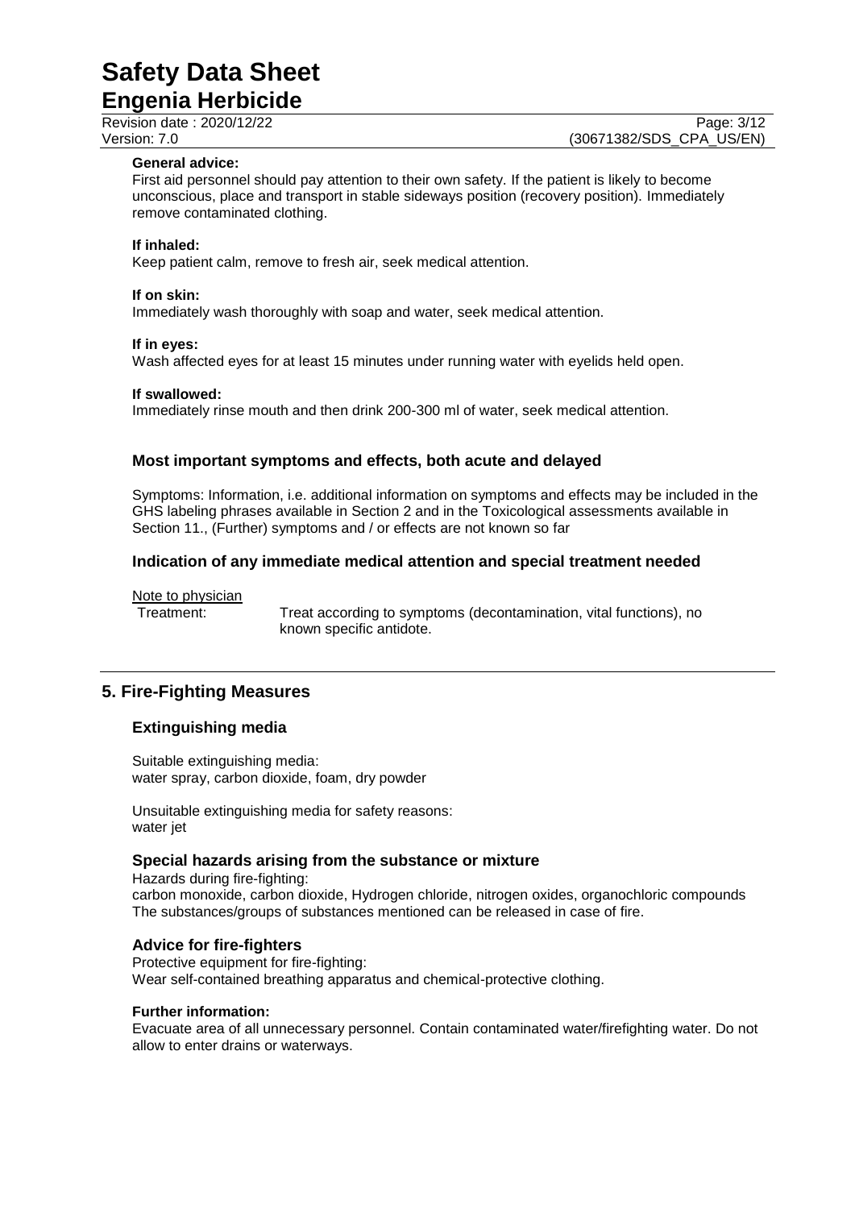**General advice:**
First aid personnel should pay attention to their own safety. If the patient is likely to become unconscious, place and transport in stable sideways position (recovery position). Immediately remove contaminated clothing.

**If inhaled:**
Keep patient calm, remove to fresh air, seek medical attention.

**If on skin:**
Immediately wash thoroughly with soap and water, seek medical attention.

**If in eyes:**
Wash affected eyes for at least 15 minutes under running water with eyelids held open.

**If swallowed:**
Immediately rinse mouth and then drink 200-300 ml of water, seek medical attention.

### Most important symptoms and effects, both acute and delayed

Symptoms: Information, i.e. additional information on symptoms and effects may be included in the GHS labeling phrases available in Section 2 and in the Toxicological assessments available in Section 11., (Further) symptoms and / or effects are not known so far

### Indication of any immediate medical attention and special treatment needed

Note to physician

Treatment: Treat according to symptoms (decontamination, vital functions), no known specific antidote.

## 5. Fire-Fighting Measures

### Extinguishing media

Suitable extinguishing media:
water spray, carbon dioxide, foam, dry powder

Unsuitable extinguishing media for safety reasons:
water jet

### Special hazards arising from the substance or mixture

Hazards during fire-fighting:
carbon monoxide, carbon dioxide, Hydrogen chloride, nitrogen oxides, organochloric compounds
The substances/groups of substances mentioned can be released in case of fire.

### Advice for fire-fighters

Protective equipment for fire-fighting:
Wear self-contained breathing apparatus and chemical-protective clothing.

**Further information:**
Evacuate area of all unnecessary personnel. Contain contaminated water/firefighting water. Do not allow to enter drains or waterways.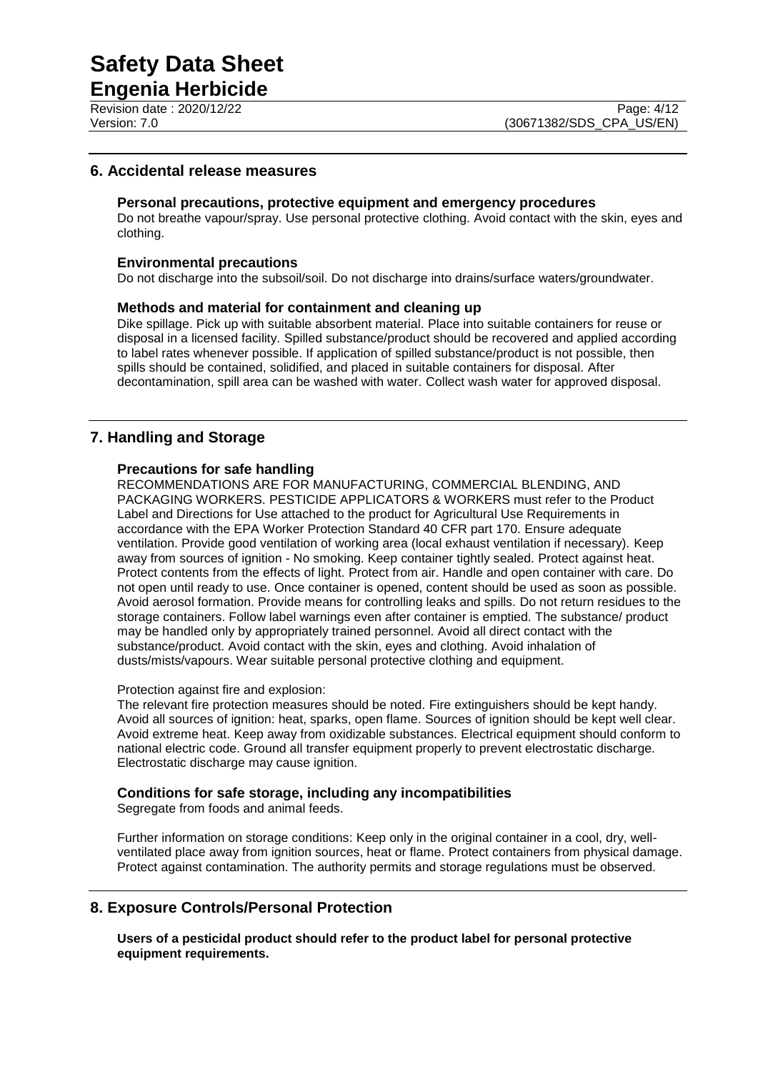## 6. Accidental release measures

### Personal precautions, protective equipment and emergency procedures

Do not breathe vapour/spray. Use personal protective clothing. Avoid contact with the skin, eyes and clothing.

### Environmental precautions

Do not discharge into the subsoil/soil. Do not discharge into drains/surface waters/groundwater.

### Methods and material for containment and cleaning up

Dike spillage. Pick up with suitable absorbent material. Place into suitable containers for reuse or disposal in a licensed facility. Spilled substance/product should be recovered and applied according to label rates whenever possible. If application of spilled substance/product is not possible, then spills should be contained, solidified, and placed in suitable containers for disposal. After decontamination, spill area can be washed with water. Collect wash water for approved disposal.

## 7. Handling and Storage

### Precautions for safe handling

RECOMMENDATIONS ARE FOR MANUFACTURING, COMMERCIAL BLENDING, AND PACKAGING WORKERS. PESTICIDE APPLICATORS & WORKERS must refer to the Product Label and Directions for Use attached to the product for Agricultural Use Requirements in accordance with the EPA Worker Protection Standard 40 CFR part 170. Ensure adequate ventilation. Provide good ventilation of working area (local exhaust ventilation if necessary). Keep away from sources of ignition - No smoking. Keep container tightly sealed. Protect against heat. Protect contents from the effects of light. Protect from air. Handle and open container with care. Do not open until ready to use. Once container is opened, content should be used as soon as possible. Avoid aerosol formation. Provide means for controlling leaks and spills. Do not return residues to the storage containers. Follow label warnings even after container is emptied. The substance/ product may be handled only by appropriately trained personnel. Avoid all direct contact with the substance/product. Avoid contact with the skin, eyes and clothing. Avoid inhalation of dusts/mists/vapours. Wear suitable personal protective clothing and equipment.

Protection against fire and explosion:

The relevant fire protection measures should be noted. Fire extinguishers should be kept handy. Avoid all sources of ignition: heat, sparks, open flame. Sources of ignition should be kept well clear. Avoid extreme heat. Keep away from oxidizable substances. Electrical equipment should conform to national electric code. Ground all transfer equipment properly to prevent electrostatic discharge. Electrostatic discharge may cause ignition.

### Conditions for safe storage, including any incompatibilities

Segregate from foods and animal feeds.

Further information on storage conditions: Keep only in the original container in a cool, dry, well-ventilated place away from ignition sources, heat or flame. Protect containers from physical damage. Protect against contamination. The authority permits and storage regulations must be observed.

## 8. Exposure Controls/Personal Protection

**Users of a pesticidal product should refer to the product label for personal protective equipment requirements.**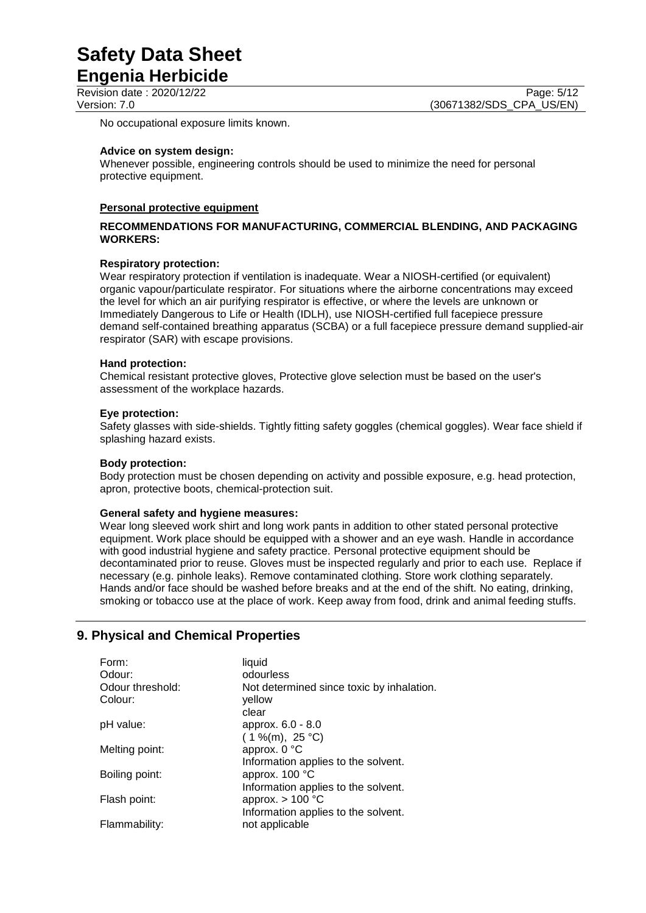No occupational exposure limits known.

**Advice on system design:**
Whenever possible, engineering controls should be used to minimize the need for personal protective equipment.

**Personal protective equipment**

**RECOMMENDATIONS FOR MANUFACTURING, COMMERCIAL BLENDING, AND PACKAGING WORKERS:**

**Respiratory protection:**
Wear respiratory protection if ventilation is inadequate. Wear a NIOSH-certified (or equivalent) organic vapour/particulate respirator. For situations where the airborne concentrations may exceed the level for which an air purifying respirator is effective, or where the levels are unknown or Immediately Dangerous to Life or Health (IDLH), use NIOSH-certified full facepiece pressure demand self-contained breathing apparatus (SCBA) or a full facepiece pressure demand supplied-air respirator (SAR) with escape provisions.

**Hand protection:**
Chemical resistant protective gloves, Protective glove selection must be based on the user's assessment of the workplace hazards.

**Eye protection:**
Safety glasses with side-shields. Tightly fitting safety goggles (chemical goggles). Wear face shield if splashing hazard exists.

**Body protection:**
Body protection must be chosen depending on activity and possible exposure, e.g. head protection, apron, protective boots, chemical-protection suit.

**General safety and hygiene measures:**
Wear long sleeved work shirt and long work pants in addition to other stated personal protective equipment. Work place should be equipped with a shower and an eye wash. Handle in accordance with good industrial hygiene and safety practice. Personal protective equipment should be decontaminated prior to reuse. Gloves must be inspected regularly and prior to each use. Replace if necessary (e.g. pinhole leaks). Remove contaminated clothing. Store work clothing separately. Hands and/or face should be washed before breaks and at the end of the shift. No eating, drinking, smoking or tobacco use at the place of work. Keep away from food, drink and animal feeding stuffs.

## 9. Physical and Chemical Properties

| | |
|---|---|
| Form: | liquid |
| Odour: | odourless |
| Odour threshold: | Not determined since toxic by inhalation. |
| Colour: | yellow<br>clear |
| pH value: | approx. 6.0 - 8.0<br>( 1 %(m), 25 °C) |
| Melting point: | approx. 0 °C<br>Information applies to the solvent. |
| Boiling point: | approx. 100 °C<br>Information applies to the solvent. |
| Flash point: | approx. > 100 °C<br>Information applies to the solvent. |
| Flammability: | not applicable |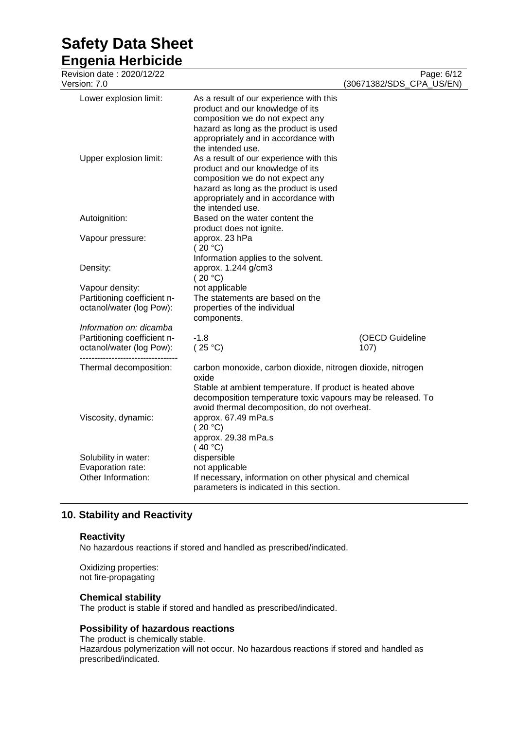| | | |
|---|---|---|
| Lower explosion limit: | As a result of our experience with this product and our knowledge of its composition we do not expect any hazard as long as the product is used appropriately and in accordance with the intended use. | |
| Upper explosion limit: | As a result of our experience with this product and our knowledge of its composition we do not expect any hazard as long as the product is used appropriately and in accordance with the intended use. | |
| Autoignition: | Based on the water content the product does not ignite. | |
| Vapour pressure: | approx. 23 hPa<br>( 20 °C)<br>Information applies to the solvent. | |
| Density: | approx. 1.244 g/cm3<br>( 20 °C) | |
| Vapour density: | not applicable | |
| Partitioning coefficient n-octanol/water (log Pow): | The statements are based on the properties of the individual components. | |
| *Information on: dicamba* | | |
| Partitioning coefficient n-octanol/water (log Pow): | -1.8<br>( 25 °C) | (OECD Guideline 107) |
| Thermal decomposition: | carbon monoxide, carbon dioxide, nitrogen dioxide, nitrogen oxide<br>Stable at ambient temperature. If product is heated above decomposition temperature toxic vapours may be released. To avoid thermal decomposition, do not overheat. | |
| Viscosity, dynamic: | approx. 67.49 mPa.s<br>( 20 °C)<br>approx. 29.38 mPa.s<br>( 40 °C) | |
| Solubility in water: | dispersible | |
| Evaporation rate: | not applicable | |
| Other Information: | If necessary, information on other physical and chemical parameters is indicated in this section. | |

## 10. Stability and Reactivity

### Reactivity

No hazardous reactions if stored and handled as prescribed/indicated.

Oxidizing properties:
not fire-propagating

### Chemical stability

The product is stable if stored and handled as prescribed/indicated.

### Possibility of hazardous reactions

The product is chemically stable.
Hazardous polymerization will not occur. No hazardous reactions if stored and handled as prescribed/indicated.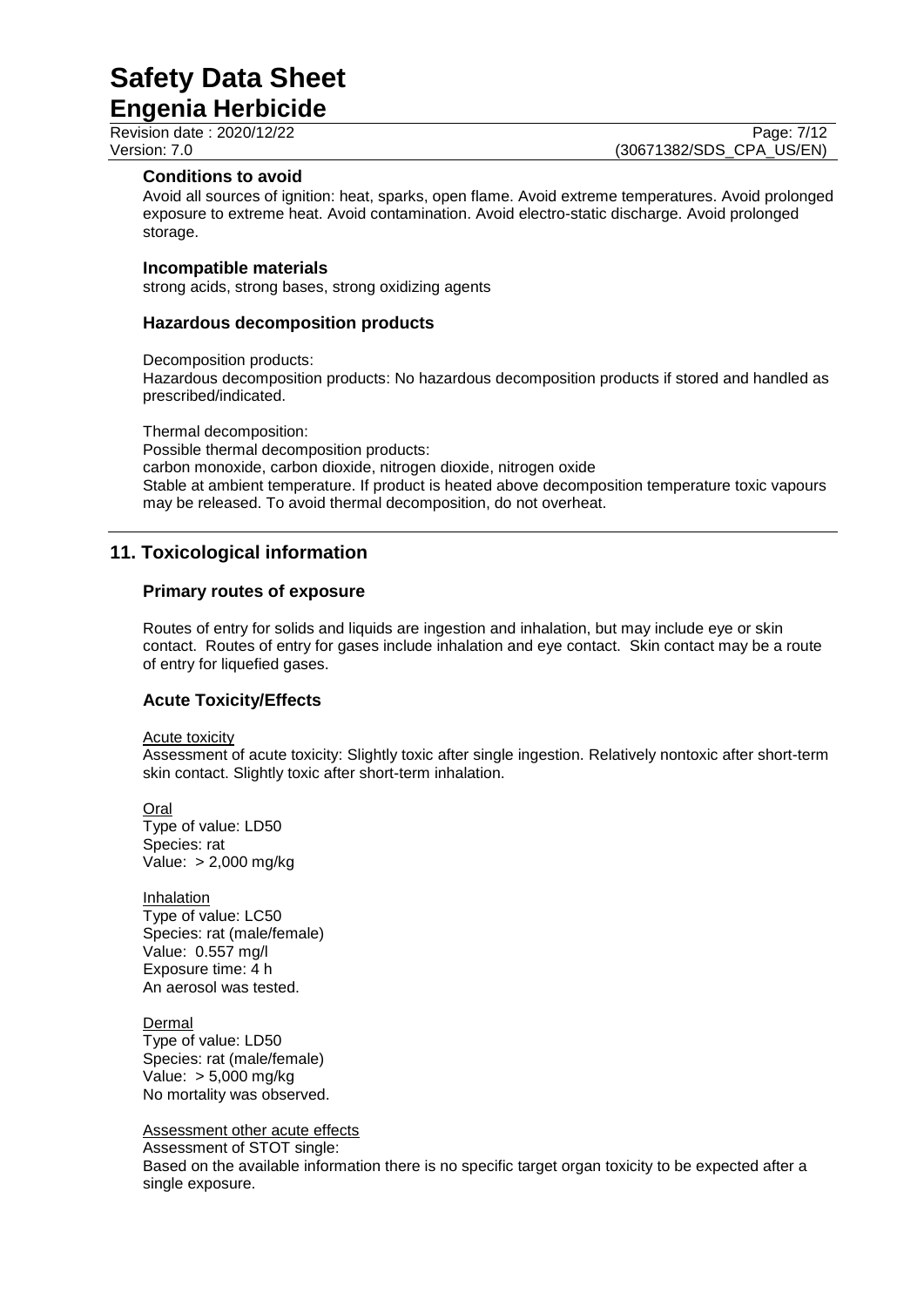### Conditions to avoid

Avoid all sources of ignition: heat, sparks, open flame. Avoid extreme temperatures. Avoid prolonged exposure to extreme heat. Avoid contamination. Avoid electro-static discharge. Avoid prolonged storage.

### Incompatible materials

strong acids, strong bases, strong oxidizing agents

### Hazardous decomposition products

Decomposition products:
Hazardous decomposition products: No hazardous decomposition products if stored and handled as prescribed/indicated.

Thermal decomposition:
Possible thermal decomposition products:
carbon monoxide, carbon dioxide, nitrogen dioxide, nitrogen oxide
Stable at ambient temperature. If product is heated above decomposition temperature toxic vapours may be released. To avoid thermal decomposition, do not overheat.

## 11. Toxicological information

### Primary routes of exposure

Routes of entry for solids and liquids are ingestion and inhalation, but may include eye or skin contact. Routes of entry for gases include inhalation and eye contact. Skin contact may be a route of entry for liquefied gases.

### Acute Toxicity/Effects

Acute toxicity
Assessment of acute toxicity: Slightly toxic after single ingestion. Relatively nontoxic after short-term skin contact. Slightly toxic after short-term inhalation.

Oral
Type of value: LD50
Species: rat
Value: > 2,000 mg/kg

Inhalation
Type of value: LC50
Species: rat (male/female)
Value: 0.557 mg/l
Exposure time: 4 h
An aerosol was tested.

Dermal
Type of value: LD50
Species: rat (male/female)
Value: > 5,000 mg/kg
No mortality was observed.

Assessment other acute effects
Assessment of STOT single:
Based on the available information there is no specific target organ toxicity to be expected after a single exposure.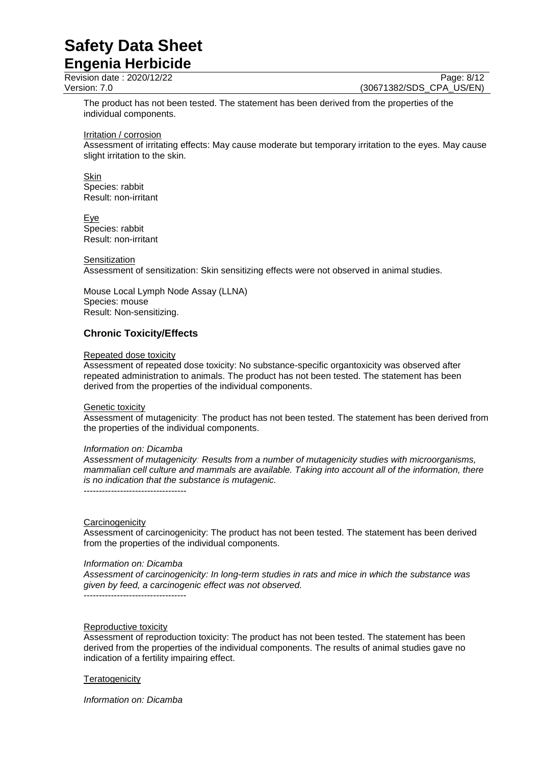The product has not been tested. The statement has been derived from the properties of the individual components.

Irritation / corrosion

Assessment of irritating effects: May cause moderate but temporary irritation to the eyes. May cause slight irritation to the skin.

Skin
Species: rabbit
Result: non-irritant

Eye
Species: rabbit
Result: non-irritant

Sensitization

Assessment of sensitization: Skin sensitizing effects were not observed in animal studies.

Mouse Local Lymph Node Assay (LLNA)
Species: mouse
Result: Non-sensitizing.

### Chronic Toxicity/Effects

Repeated dose toxicity

Assessment of repeated dose toxicity: No substance-specific organtoxicity was observed after repeated administration to animals. The product has not been tested. The statement has been derived from the properties of the individual components.

Genetic toxicity

Assessment of mutagenicity: The product has not been tested. The statement has been derived from the properties of the individual components.

*Information on: Dicamba*

*Assessment of mutagenicity: Results from a number of mutagenicity studies with microorganisms, mammalian cell culture and mammals are available. Taking into account all of the information, there is no indication that the substance is mutagenic.*

----------------------------------

Carcinogenicity

Assessment of carcinogenicity: The product has not been tested. The statement has been derived from the properties of the individual components.

*Information on: Dicamba*

*Assessment of carcinogenicity: In long-term studies in rats and mice in which the substance was given by feed, a carcinogenic effect was not observed.*

----------------------------------

Reproductive toxicity

Assessment of reproduction toxicity: The product has not been tested. The statement has been derived from the properties of the individual components. The results of animal studies gave no indication of a fertility impairing effect.

Teratogenicity

*Information on: Dicamba*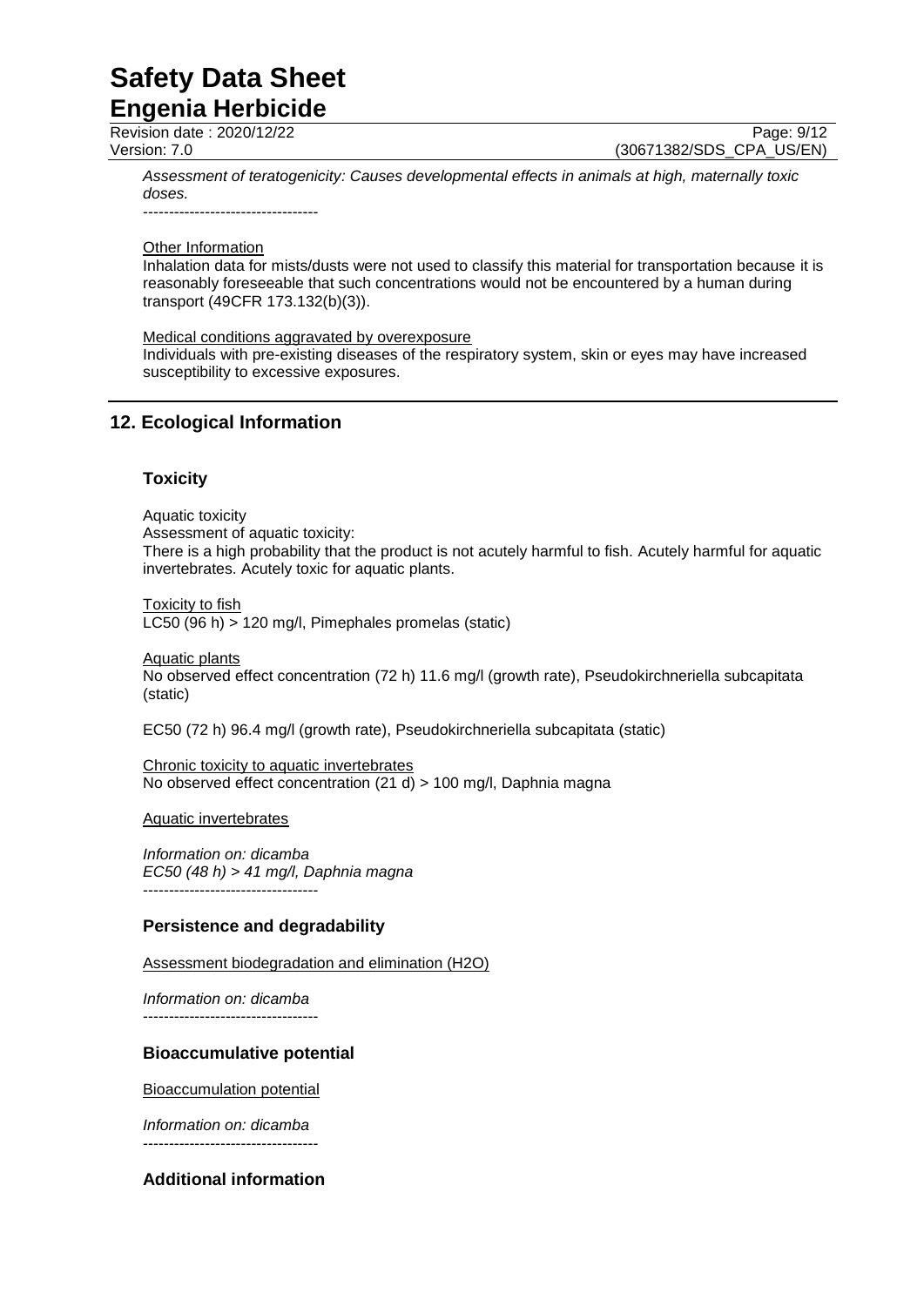*Assessment of teratogenicity: Causes developmental effects in animals at high, maternally toxic doses.*

----------------------------------

Other Information

Inhalation data for mists/dusts were not used to classify this material for transportation because it is reasonably foreseeable that such concentrations would not be encountered by a human during transport (49CFR 173.132(b)(3)).

Medical conditions aggravated by overexposure

Individuals with pre-existing diseases of the respiratory system, skin or eyes may have increased susceptibility to excessive exposures.

## 12. Ecological Information

### Toxicity

Aquatic toxicity

Assessment of aquatic toxicity:

There is a high probability that the product is not acutely harmful to fish. Acutely harmful for aquatic invertebrates. Acutely toxic for aquatic plants.

Toxicity to fish

LC50 (96 h) > 120 mg/l, Pimephales promelas (static)

Aquatic plants

No observed effect concentration (72 h) 11.6 mg/l (growth rate), Pseudokirchneriella subcapitata (static)

EC50 (72 h) 96.4 mg/l (growth rate), Pseudokirchneriella subcapitata (static)

Chronic toxicity to aquatic invertebrates

No observed effect concentration (21 d) > 100 mg/l, Daphnia magna

Aquatic invertebrates

*Information on: dicamba*
*EC50 (48 h) > 41 mg/l, Daphnia magna*

----------------------------------

### Persistence and degradability

Assessment biodegradation and elimination (H2O)

*Information on: dicamba*

----------------------------------

### Bioaccumulative potential

Bioaccumulation potential

*Information on: dicamba*

----------------------------------

### Additional information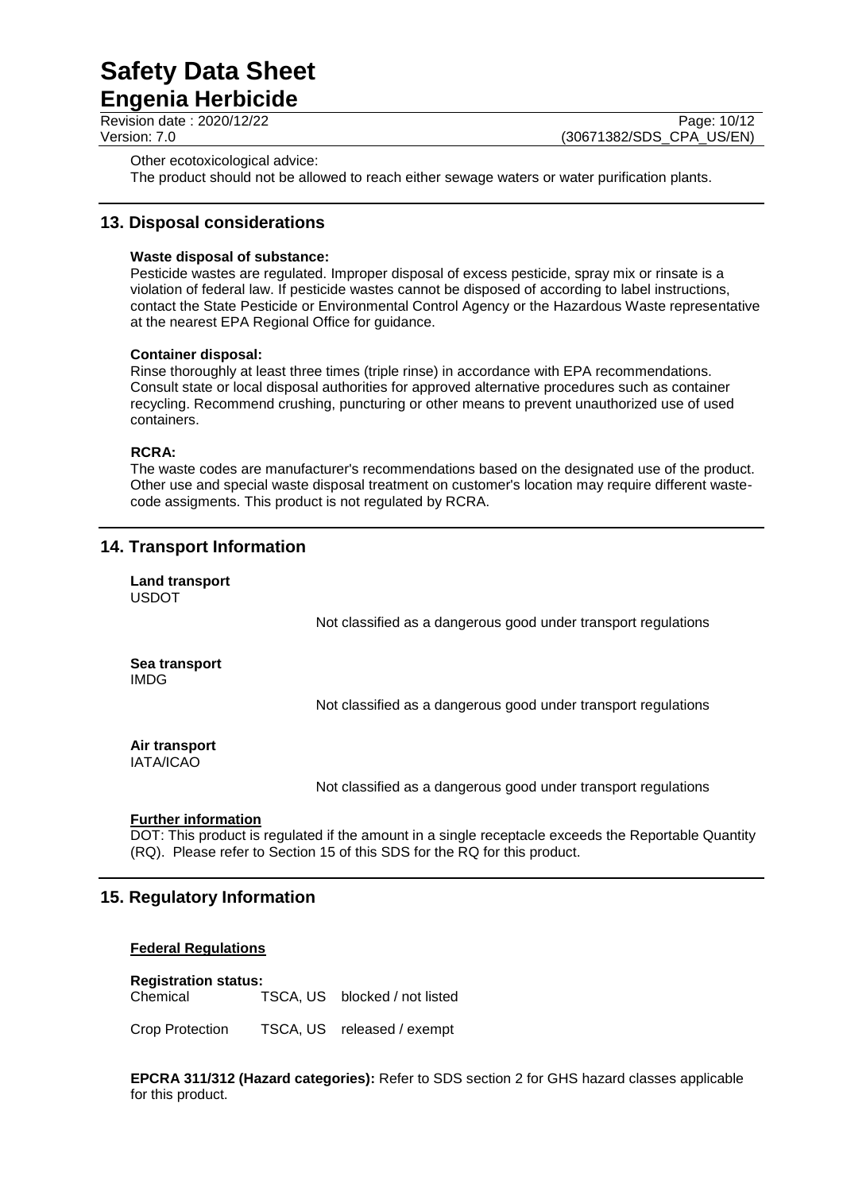Other ecotoxicological advice:
The product should not be allowed to reach either sewage waters or water purification plants.

## 13. Disposal considerations

**Waste disposal of substance:**
Pesticide wastes are regulated. Improper disposal of excess pesticide, spray mix or rinsate is a violation of federal law. If pesticide wastes cannot be disposed of according to label instructions, contact the State Pesticide or Environmental Control Agency or the Hazardous Waste representative at the nearest EPA Regional Office for guidance.

**Container disposal:**
Rinse thoroughly at least three times (triple rinse) in accordance with EPA recommendations. Consult state or local disposal authorities for approved alternative procedures such as container recycling. Recommend crushing, puncturing or other means to prevent unauthorized use of used containers.

**RCRA:**
The waste codes are manufacturer's recommendations based on the designated use of the product. Other use and special waste disposal treatment on customer's location may require different waste-code assigments. This product is not regulated by RCRA.

## 14. Transport Information

**Land transport**
USDOT

Not classified as a dangerous good under transport regulations

**Sea transport**
IMDG

Not classified as a dangerous good under transport regulations

**Air transport**
IATA/ICAO

Not classified as a dangerous good under transport regulations

**Further information**
DOT: This product is regulated if the amount in a single receptacle exceeds the Reportable Quantity (RQ). Please refer to Section 15 of this SDS for the RQ for this product.

## 15. Regulatory Information

**Federal Regulations**

**Registration status:**

| | | |
|---|---|---|
| Chemical | TSCA, US | blocked / not listed |
| Crop Protection | TSCA, US | released / exempt |

**EPCRA 311/312 (Hazard categories):** Refer to SDS section 2 for GHS hazard classes applicable for this product.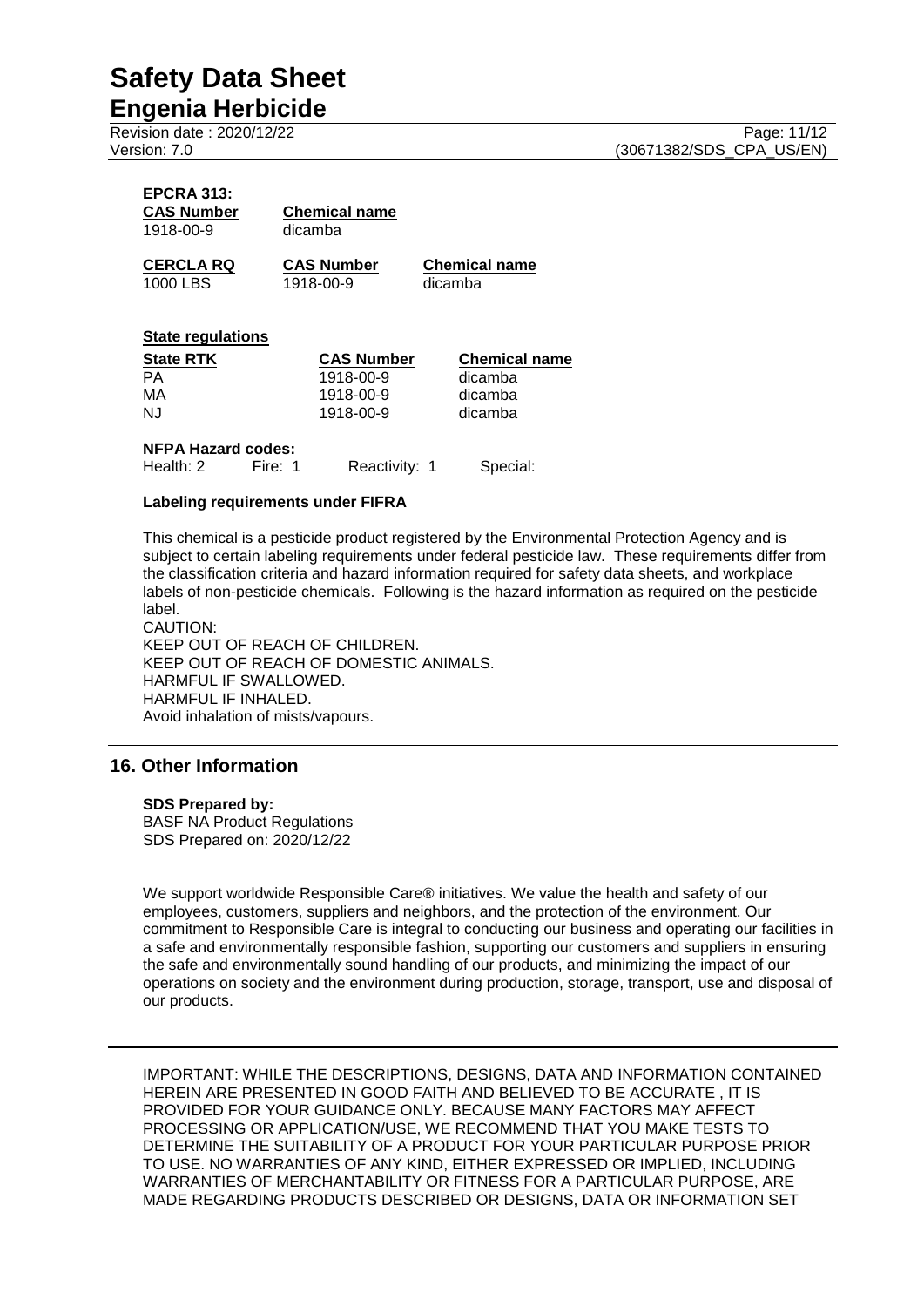**EPCRA 313:**

| CAS Number | Chemical name |
|---|---|
| 1918-00-9 | dicamba |

| CERCLA RQ | CAS Number | Chemical name |
|---|---|---|
| 1000 LBS | 1918-00-9 | dicamba |

**State regulations**

| State RTK | CAS Number | Chemical name |
|---|---|---|
| PA | 1918-00-9 | dicamba |
| MA | 1918-00-9 | dicamba |
| NJ | 1918-00-9 | dicamba |

**NFPA Hazard codes:**

Health: 2 Fire: 1 Reactivity: 1 Special:

**Labeling requirements under FIFRA**

This chemical is a pesticide product registered by the Environmental Protection Agency and is subject to certain labeling requirements under federal pesticide law. These requirements differ from the classification criteria and hazard information required for safety data sheets, and workplace labels of non-pesticide chemicals. Following is the hazard information as required on the pesticide label.

CAUTION:
KEEP OUT OF REACH OF CHILDREN.
KEEP OUT OF REACH OF DOMESTIC ANIMALS.
HARMFUL IF SWALLOWED.
HARMFUL IF INHALED.
Avoid inhalation of mists/vapours.

## 16. Other Information

**SDS Prepared by:**
BASF NA Product Regulations
SDS Prepared on: 2020/12/22

We support worldwide Responsible Care® initiatives. We value the health and safety of our employees, customers, suppliers and neighbors, and the protection of the environment. Our commitment to Responsible Care is integral to conducting our business and operating our facilities in a safe and environmentally responsible fashion, supporting our customers and suppliers in ensuring the safe and environmentally sound handling of our products, and minimizing the impact of our operations on society and the environment during production, storage, transport, use and disposal of our products.

IMPORTANT: WHILE THE DESCRIPTIONS, DESIGNS, DATA AND INFORMATION CONTAINED HEREIN ARE PRESENTED IN GOOD FAITH AND BELIEVED TO BE ACCURATE , IT IS PROVIDED FOR YOUR GUIDANCE ONLY. BECAUSE MANY FACTORS MAY AFFECT PROCESSING OR APPLICATION/USE, WE RECOMMEND THAT YOU MAKE TESTS TO DETERMINE THE SUITABILITY OF A PRODUCT FOR YOUR PARTICULAR PURPOSE PRIOR TO USE. NO WARRANTIES OF ANY KIND, EITHER EXPRESSED OR IMPLIED, INCLUDING WARRANTIES OF MERCHANTABILITY OR FITNESS FOR A PARTICULAR PURPOSE, ARE MADE REGARDING PRODUCTS DESCRIBED OR DESIGNS, DATA OR INFORMATION SET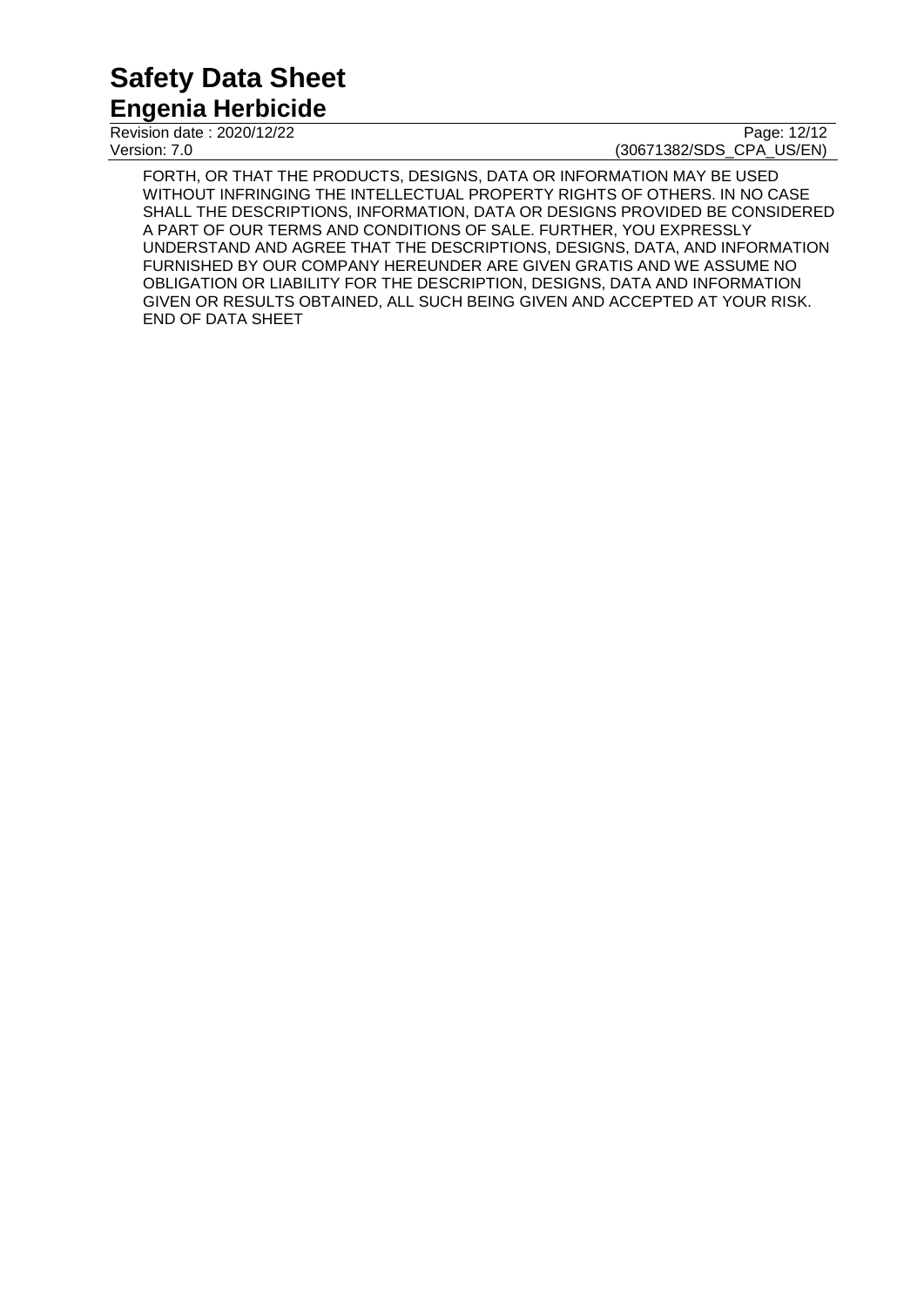FORTH, OR THAT THE PRODUCTS, DESIGNS, DATA OR INFORMATION MAY BE USED WITHOUT INFRINGING THE INTELLECTUAL PROPERTY RIGHTS OF OTHERS. IN NO CASE SHALL THE DESCRIPTIONS, INFORMATION, DATA OR DESIGNS PROVIDED BE CONSIDERED A PART OF OUR TERMS AND CONDITIONS OF SALE. FURTHER, YOU EXPRESSLY UNDERSTAND AND AGREE THAT THE DESCRIPTIONS, DESIGNS, DATA, AND INFORMATION FURNISHED BY OUR COMPANY HEREUNDER ARE GIVEN GRATIS AND WE ASSUME NO OBLIGATION OR LIABILITY FOR THE DESCRIPTION, DESIGNS, DATA AND INFORMATION GIVEN OR RESULTS OBTAINED, ALL SUCH BEING GIVEN AND ACCEPTED AT YOUR RISK.
END OF DATA SHEET